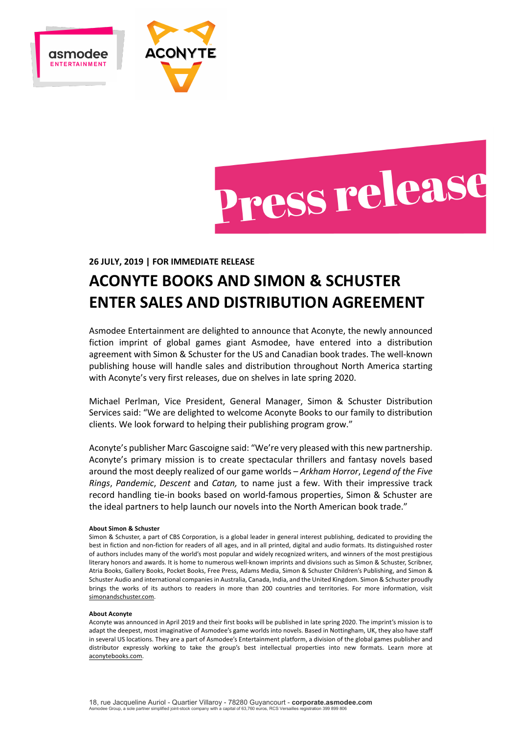# Press release

**26 JULY, 2019 | FOR IMMEDIATE RELEASE**

## ACONYTE BOOKS AND SIMON & SCHUSTER ENTER SALES AND DISTRIBUTION AGREEMENT

Asmodee Entertainment are delighted to announce that Aconyte, the newly announced fiction imprint of global games giant Asmodee, have entered into a distribution agreement with Simon & Schuster for the US and Canadian book trades. The well-known publishing house will handle sales and distribution throughout North America starting with Aconyte's very first releases, due on shelves in late spring 2020.

Michael Perlman, Vice President, General Manager, Simon & Schuster Distribution Services said: "We are delighted to welcome Aconyte Books to our family to distribution clients. We look forward to helping their publishing program grow."

Aconyte's publisher Marc Gascoigne said: "We're very pleased with this new partnership. Aconyte's primary mission is to create spectacular thrillers and fantasy novels based around the most deeply realized of our game worlds – *Arkham Horror*, *Legend of the Five Rings*, *Pandemic*, *Descent* and *Catan,* to name just a few. With their impressive track record handling tie-in books based on world-famous properties, Simon & Schuster are the ideal partners to help launch our novels into the North American book trade."

**About Simon & Schuster**

Simon & Schuster, a part of CBS Corporation, is a global leader in general interest publishing, dedicated to providing the best in fiction and non-fiction for readers of all ages, and in all printed, digital and audio formats. Its distinguished roster of authors includes many of the world's most popular and widely recognized writers, and winners of the most prestigious literary honors and awards. It is home to numerous well-known imprints and divisions such as Simon & Schuster, Scribner, Atria Books, Gallery Books, Pocket Books, Free Press, Adams Media, Simon & Schuster Children's Publishing, and Simon & Schuster Audio and international companies in Australia, Canada, India, and the United Kingdom. Simon & Schuster proudly brings the works of its authors to readers in more than 200 countries and territories. For more information, visit simonandschuster.com.

**About Aconyte**

Aconyte was announced in April 2019 and their first books will be published in late spring 2020. The imprint's mission is to adapt the deepest, most imaginative of Asmodee's game worlds into novels. Based in Nottingham, UK, they also have staff in several US locations. They are a part of Asmodee's Entertainment platform, a division of the global games publisher and distributor expressly working to take the group's best intellectual properties into new formats. Learn more at aconytebooks.com.

18, rue Jacqueline Auriol - Quartier Villaroy - 78280 Guyancourt - **corporate.asmodee.com**
Asmodee Group, a sole partner simplified joint-stock company with a capital of 63,760 euros, RCS Versailles registration 399 899 806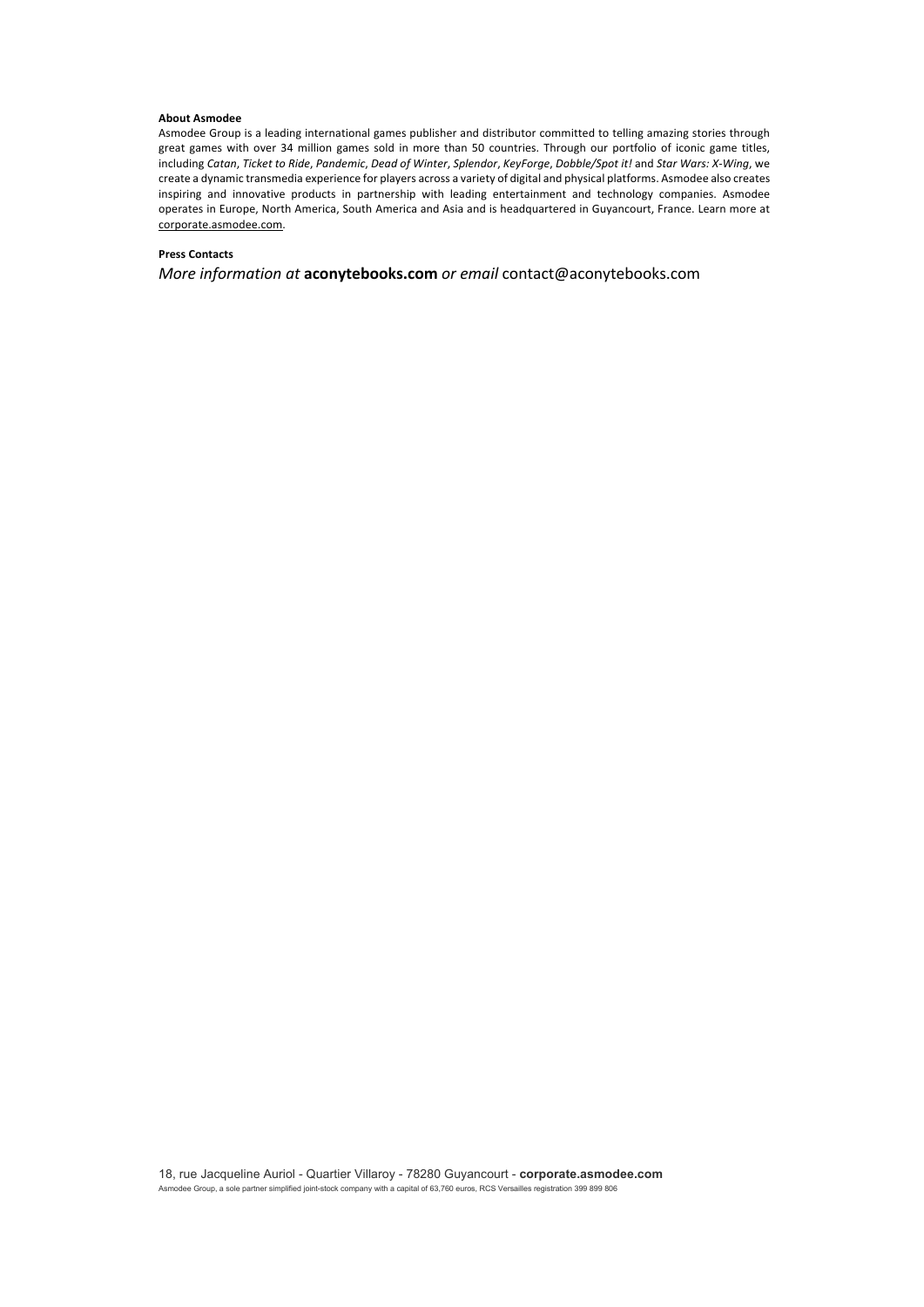**About Asmodee**

Asmodee Group is a leading international games publisher and distributor committed to telling amazing stories through great games with over 34 million games sold in more than 50 countries. Through our portfolio of iconic game titles, including *Catan*, *Ticket to Ride*, *Pandemic*, *Dead of Winter*, *Splendor*, *KeyForge*, *Dobble/Spot it!* and *Star Wars: X-Wing*, we create a dynamic transmedia experience for players across a variety of digital and physical platforms. Asmodee also creates inspiring and innovative products in partnership with leading entertainment and technology companies. Asmodee operates in Europe, North America, South America and Asia and is headquartered in Guyancourt, France. Learn more at corporate.asmodee.com.

**Press Contacts**

*More information at* **aconytebooks.com** *or email* contact@aconytebooks.com

18, rue Jacqueline Auriol - Quartier Villaroy - 78280 Guyancourt - **corporate.asmodee.com**

Asmodee Group, a sole partner simplified joint-stock company with a capital of 63,760 euros, RCS Versailles registration 399 899 806